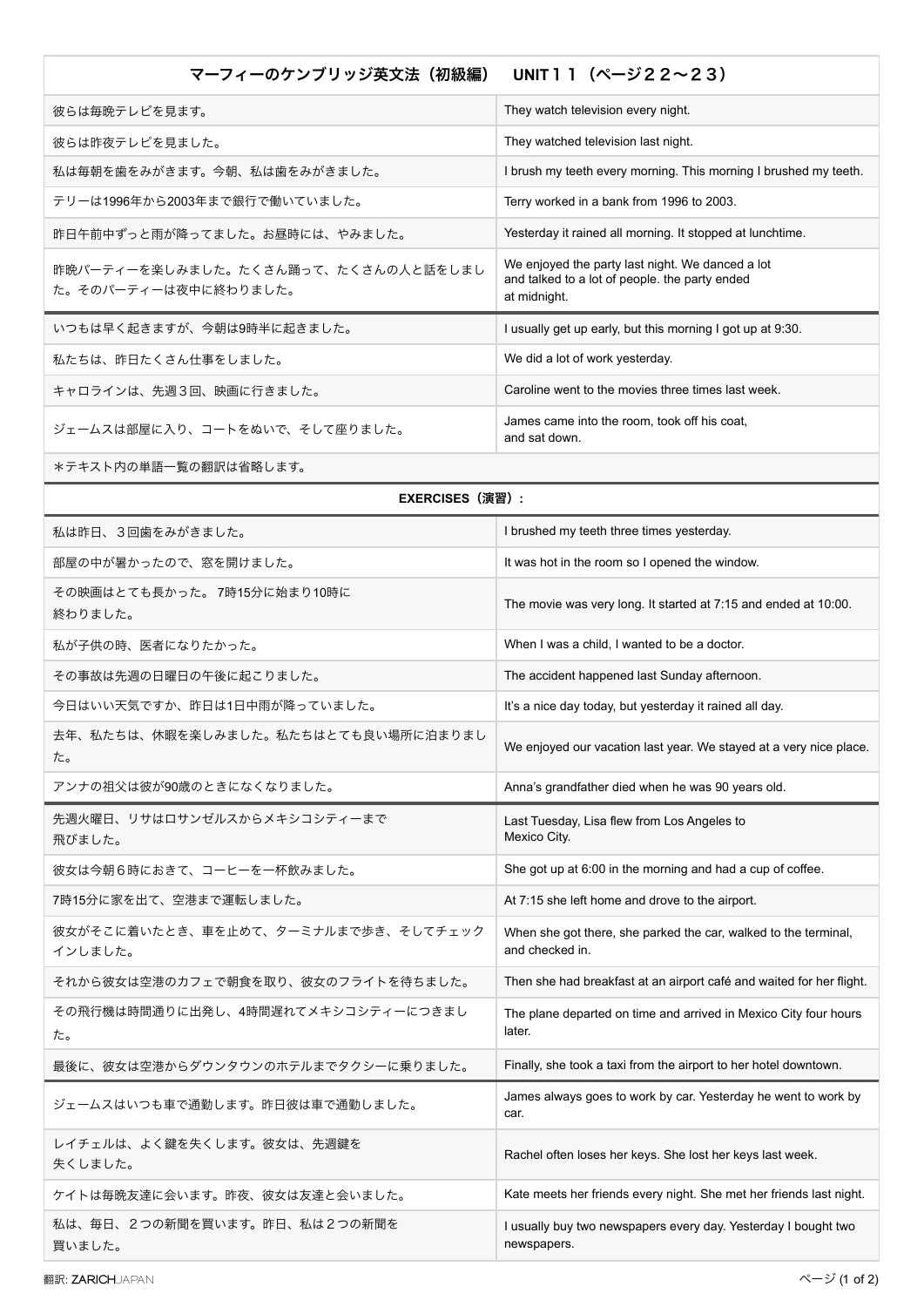| マーフィーのケンブリッジ英文法（初級編）　UNIT１１（ページ２２〜２３） | |
|---|---|
| 彼らは毎晩テレビを見ます。 | They watch television every night. |
| 彼らは昨夜テレビを見ました。 | They watched television last night. |
| 私は毎朝を歯をみがきます。今朝、私は歯をみがきました。 | I brush my teeth every morning. This morning I brushed my teeth. |
| テリーは1996年から2003年まで銀行で働いていました。 | Terry worked in a bank from 1996 to 2003. |
| 昨日午前中ずっと雨が降ってました。お昼時には、やみました。 | Yesterday it rained all morning. It stopped at lunchtime. |
| 昨晩パーティーを楽しみました。たくさん踊って、たくさんの人と話をしました。そのパーティーは夜中に終わりました。 | We enjoyed the party last night. We danced a lot and talked to a lot of people. the party ended at midnight. |
| いつもは早く起きますが、今朝は9時半に起きました。 | I usually get up early, but this morning I got up at 9:30. |
| 私たちは、昨日たくさん仕事をしました。 | We did a lot of work yesterday. |
| キャロラインは、先週３回、映画に行きました。 | Caroline went to the movies three times last week. |
| ジェームスは部屋に入り、コートをぬいで、そして座りました。 | James came into the room, took off his coat, and sat down. |
| ＊テキスト内の単語一覧の翻訳は省略します。 | |
| **EXERCISES（演習）:** | |
| 私は昨日、３回歯をみがきました。 | I brushed my teeth three times yesterday. |
| 部屋の中が暑かったので、窓を開けました。 | It was hot in the room so I opened the window. |
| その映画はとても長かった。 7時15分に始まり10時に終わりました。 | The movie was very long. It started at 7:15 and ended at 10:00. |
| 私が子供の時、医者になりたかった。 | When I was a child, I wanted to be a doctor. |
| その事故は先週の日曜日の午後に起こりました。 | The accident happened last Sunday afternoon. |
| 今日はいい天気ですか、昨日は1日中雨が降っていました。 | It's a nice day today, but yesterday it rained all day. |
| 去年、私たちは、休暇を楽しみました。私たちはとても良い場所に泊まりました。 | We enjoyed our vacation last year. We stayed at a very nice place. |
| アンナの祖父は彼が90歳のときになくなりました。 | Anna's grandfather died when he was 90 years old. |
| 先週火曜日、リサはロサンゼルスからメキシコシティーまで飛びました。 | Last Tuesday, Lisa flew from Los Angeles to Mexico City. |
| 彼女は今朝６時におきて、コーヒーを一杯飲みました。 | She got up at 6:00 in the morning and had a cup of coffee. |
| 7時15分に家を出て、空港まで運転しました。 | At 7:15 she left home and drove to the airport. |
| 彼女がそこに着いたとき、車を止めて、ターミナルまで歩き、そしてチェックインしました。 | When she got there, she parked the car, walked to the terminal, and checked in. |
| それから彼女は空港のカフェで朝食を取り、彼女のフライトを待ちました。 | Then she had breakfast at an airport café and waited for her flight. |
| その飛行機は時間通りに出発し、4時間遅れてメキシコシティーにつきました。 | The plane departed on time and arrived in Mexico City four hours later. |
| 最後に、彼女は空港からダウンタウンのホテルまでタクシーに乗りました。 | Finally, she took a taxi from the airport to her hotel downtown. |
| ジェームスはいつも車で通勤します。昨日彼は車で通勤しました。 | James always goes to work by car. Yesterday he went to work by car. |
| レイチェルは、よく鍵を失くします。彼女は、先週鍵を失くしました。 | Rachel often loses her keys. She lost her keys last week. |
| ケイトは毎晩友達に会います。昨夜、彼女は友達と会いました。 | Kate meets her friends every night. She met her friends last night. |
| 私は、毎日、２つの新聞を買います。昨日、私は２つの新聞を買いました。 | I usually buy two newspapers every day. Yesterday I bought two newspapers. |

翻訳: ZARICHJAPAN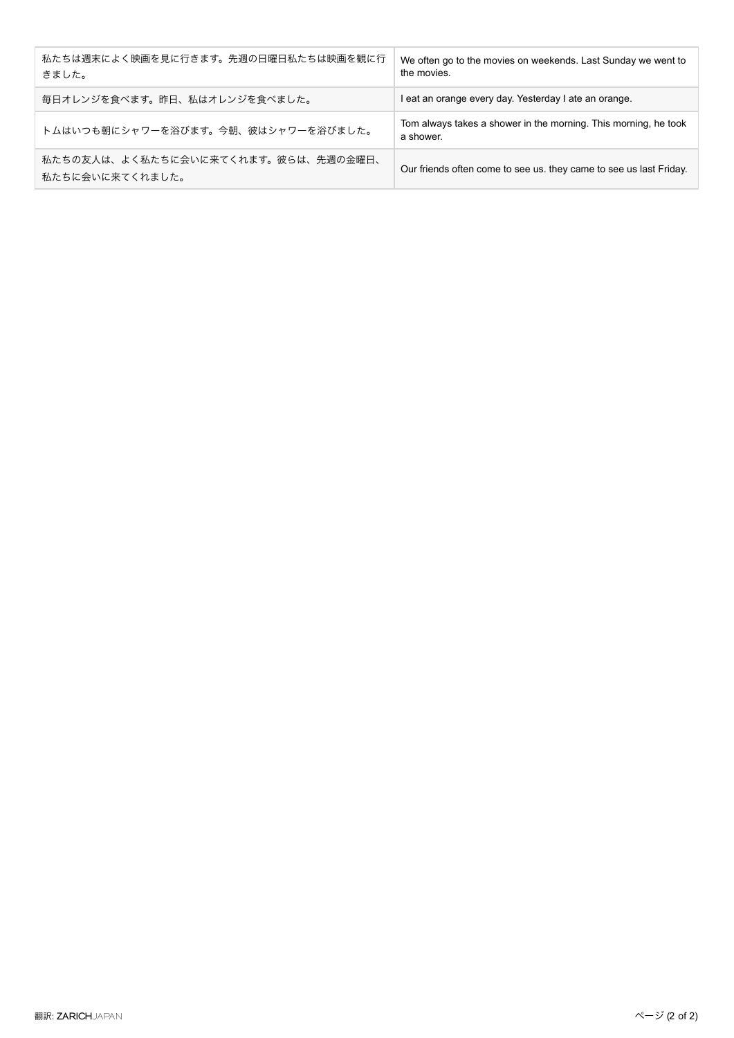| | |
|---|---|
| 私たちは週末によく映画を見に行きます。先週の日曜日私たちは映画を観に行きました。 | We often go to the movies on weekends. Last Sunday we went to the movies. |
| 毎日オレンジを食べます。昨日、私はオレンジを食べました。 | I eat an orange every day. Yesterday I ate an orange. |
| トムはいつも朝にシャワーを浴びます。今朝、彼はシャワーを浴びました。 | Tom always takes a shower in the morning. This morning, he took a shower. |
| 私たちの友人は、よく私たちに会いに来てくれます。彼らは、先週の金曜日、私たちに会いに来てくれました。 | Our friends often come to see us. they came to see us last Friday. |